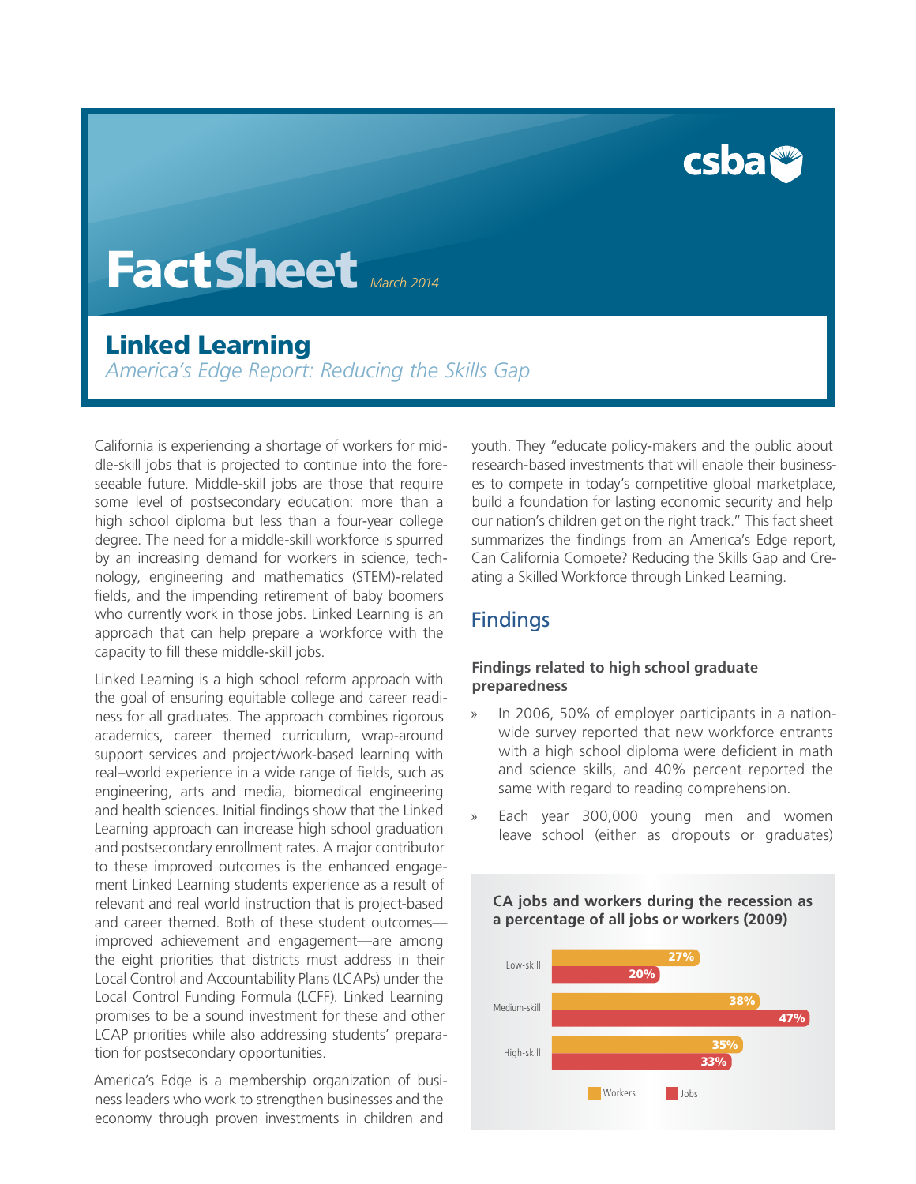# Fact Sheet

March 2014

## Linked Learning

*America's Edge Report: Reducing the Skills Gap*

California is experiencing a shortage of workers for middle-skill jobs that is projected to continue into the foreseeable future. Middle-skill jobs are those that require some level of postsecondary education: more than a high school diploma but less than a four-year college degree. The need for a middle-skill workforce is spurred by an increasing demand for workers in science, technology, engineering and mathematics (STEM)-related fields, and the impending retirement of baby boomers who currently work in those jobs. Linked Learning is an approach that can help prepare a workforce with the capacity to fill these middle-skill jobs.

Linked Learning is a high school reform approach with the goal of ensuring equitable college and career readiness for all graduates. The approach combines rigorous academics, career themed curriculum, wrap-around support services and project/work-based learning with real–world experience in a wide range of fields, such as engineering, arts and media, biomedical engineering and health sciences. Initial findings show that the Linked Learning approach can increase high school graduation and postsecondary enrollment rates. A major contributor to these improved outcomes is the enhanced engagement Linked Learning students experience as a result of relevant and real world instruction that is project-based and career themed. Both of these student outcomes—improved achievement and engagement—are among the eight priorities that districts must address in their Local Control and Accountability Plans (LCAPs) under the Local Control Funding Formula (LCFF). Linked Learning promises to be a sound investment for these and other LCAP priorities while also addressing students' preparation for postsecondary opportunities.

America's Edge is a membership organization of business leaders who work to strengthen businesses and the economy through proven investments in children and youth. They "educate policy-makers and the public about research-based investments that will enable their businesses to compete in today's competitive global marketplace, build a foundation for lasting economic security and help our nation's children get on the right track." This fact sheet summarizes the findings from an America's Edge report, Can California Compete? Reducing the Skills Gap and Creating a Skilled Workforce through Linked Learning.

## Findings

### Findings related to high school graduate preparedness

- In 2006, 50% of employer participants in a nationwide survey reported that new workforce entrants with a high school diploma were deficient in math and science skills, and 40% percent reported the same with regard to reading comprehension.
- Each year 300,000 young men and women leave school (either as dropouts or graduates)

**CA jobs and workers during the recession as a percentage of all jobs or workers (2009)**

| | Workers | Jobs |
|---|---|---|
| Low-skill | 27% | 20% |
| Medium-skill | 38% | 47% |
| High-skill | 35% | 33% |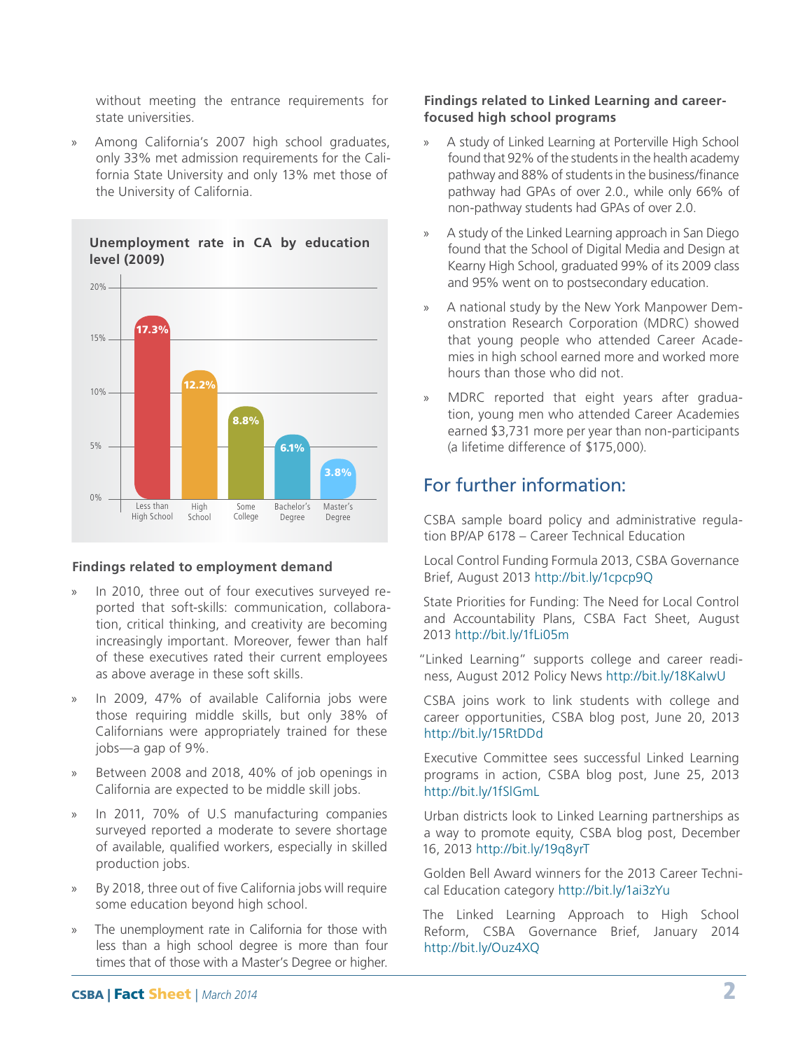without meeting the entrance requirements for state universities.

- Among California's 2007 high school graduates, only 33% met admission requirements for the California State University and only 13% met those of the University of California.

**Unemployment rate in CA by education level (2009)**

20%
15%
10%
5%
0%

17.3%
12.2%
8.8%
6.1%
3.8%

Less than High School
High School
Some College
Bachelor's Degree
Master's Degree

### Findings related to employment demand

- In 2010, three out of four executives surveyed reported that soft-skills: communication, collaboration, critical thinking, and creativity are becoming increasingly important. Moreover, fewer than half of these executives rated their current employees as above average in these soft skills.
- In 2009, 47% of available California jobs were those requiring middle skills, but only 38% of Californians were appropriately trained for these jobs—a gap of 9%.
- Between 2008 and 2018, 40% of job openings in California are expected to be middle skill jobs.
- In 2011, 70% of U.S manufacturing companies surveyed reported a moderate to severe shortage of available, qualified workers, especially in skilled production jobs.
- By 2018, three out of five California jobs will require some education beyond high school.
- The unemployment rate in California for those with less than a high school degree is more than four times that of those with a Master's Degree or higher.

### Findings related to Linked Learning and career-focused high school programs

- A study of Linked Learning at Porterville High School found that 92% of the students in the health academy pathway and 88% of students in the business/finance pathway had GPAs of over 2.0., while only 66% of non-pathway students had GPAs of over 2.0.
- A study of the Linked Learning approach in San Diego found that the School of Digital Media and Design at Kearny High School, graduated 99% of its 2009 class and 95% went on to postsecondary education.
- A national study by the New York Manpower Demonstration Research Corporation (MDRC) showed that young people who attended Career Academies in high school earned more and worked more hours than those who did not.
- MDRC reported that eight years after graduation, young men who attended Career Academies earned $3,731 more per year than non-participants (a lifetime difference of $175,000).

## For further information:

CSBA sample board policy and administrative regulation BP/AP 6178 – Career Technical Education

Local Control Funding Formula 2013, CSBA Governance Brief, August 2013 http://bit.ly/1cpcp9Q

State Priorities for Funding: The Need for Local Control and Accountability Plans, CSBA Fact Sheet, August 2013 http://bit.ly/1fLi05m

"Linked Learning" supports college and career readiness, August 2012 Policy News http://bit.ly/18KaIwU

CSBA joins work to link students with college and career opportunities, CSBA blog post, June 20, 2013 http://bit.ly/15RtDDd

Executive Committee sees successful Linked Learning programs in action, CSBA blog post, June 25, 2013 http://bit.ly/1fSlGmL

Urban districts look to Linked Learning partnerships as a way to promote equity, CSBA blog post, December 16, 2013 http://bit.ly/19q8yrT

Golden Bell Award winners for the 2013 Career Technical Education category http://bit.ly/1ai3zYu

The Linked Learning Approach to High School Reform, CSBA Governance Brief, January 2014 http://bit.ly/Ouz4XQ